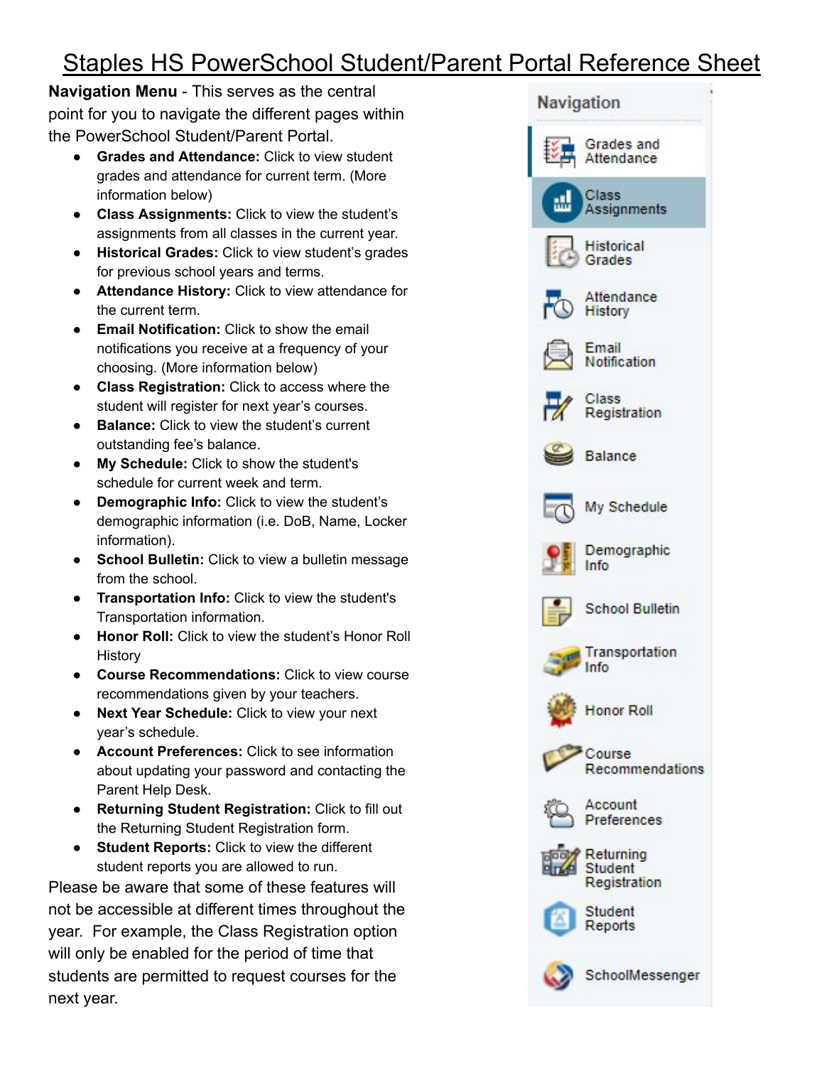# Staples HS PowerSchool Student/Parent Portal Reference Sheet

**Navigation Menu** - This serves as the central point for you to navigate the different pages within the PowerSchool Student/Parent Portal.

- **Grades and Attendance:** Click to view student grades and attendance for current term. (More information below)
- **Class Assignments:** Click to view the student's assignments from all classes in the current year.
- **Historical Grades:** Click to view student's grades for previous school years and terms.
- **Attendance History:** Click to view attendance for the current term.
- **Email Notification:** Click to show the email notifications you receive at a frequency of your choosing. (More information below)
- **Class Registration:** Click to access where the student will register for next year's courses.
- **Balance:** Click to view the student's current outstanding fee's balance.
- **My Schedule:** Click to show the student's schedule for current week and term.
- **Demographic Info:** Click to view the student's demographic information (i.e. DoB, Name, Locker information).
- **School Bulletin:** Click to view a bulletin message from the school.
- **Transportation Info:** Click to view the student's Transportation information.
- **Honor Roll:** Click to view the student's Honor Roll History
- **Course Recommendations:** Click to view course recommendations given by your teachers.
- **Next Year Schedule:** Click to view your next year's schedule.
- **Account Preferences:** Click to see information about updating your password and contacting the Parent Help Desk.
- **Returning Student Registration:** Click to fill out the Returning Student Registration form.
- **Student Reports:** Click to view the different student reports you are allowed to run.

Please be aware that some of these features will not be accessible at different times throughout the year. For example, the Class Registration option will only be enabled for the period of time that students are permitted to request courses for the next year.

Navigation

Grades and Attendance

Class Assignments

Historical Grades

Attendance History

Email Notification

Class Registration

Balance

My Schedule

Demographic Info

School Bulletin

Transportation Info

Honor Roll

Course Recommendations

Account Preferences

Returning Student Registration

Student Reports

SchoolMessenger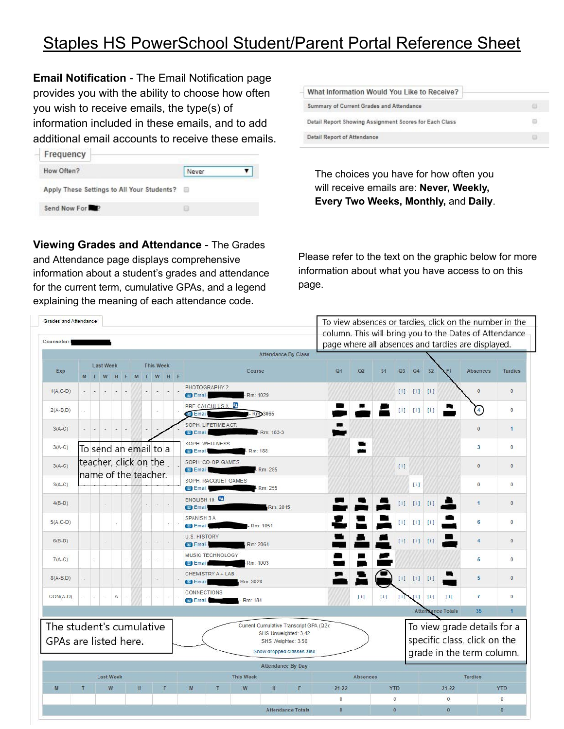# Staples HS PowerSchool Student/Parent Portal Reference Sheet

**Email Notification** - The Email Notification page provides you with the ability to choose how often you wish to receive emails, the type(s) of information included in these emails, and to add additional email accounts to receive these emails.

Frequency

How Often? Never

Apply These Settings to All Your Students?

Send Now For ?

What Information Would You Like to Receive?

Summary of Current Grades and Attendance

Detail Report Showing Assignment Scores for Each Class

Detail Report of Attendance

The choices you have for how often you will receive emails are: **Never, Weekly, Every Two Weeks, Monthly,** and **Daily**.

**Viewing Grades and Attendance** - The Grades and Attendance page displays comprehensive information about a student's grades and attendance for the current term, cumulative GPAs, and a legend explaining the meaning of each attendance code.

Please refer to the text on the graphic below for more information about what you have access to on this page.

Grades and Attendance

Counselor:

To view absences or tardies, click on the number in the column. This will bring you to the Dates of Attendance page where all absences and tardies are displayed.

Attendance By Class

| Exp | Course | Absences | Tardies |
|---|---|---|---|
| 1(A,C-D) | PHOTOGRAPHY 2 Email Rm: 1029 | 0 | 0 |
| 2(A-B,D) | PRE-CALCULUS A Email Rm: 3065 | 4 | 0 |
| 3(A-C) | SOPH. LIFETIME ACT. Email Rm: 163-3 | 0 | 1 |
| 3(A-C) | SOPH. WELLNESS Email Rm: 188 | 3 | 0 |
| 3(A-C) | SOPH. CO-OP. GAMES Email Rm: 255 | 0 | 0 |
| 3(A-C) | SOPH. RACQUET GAMES Email Rm: 255 | 0 | 0 |
| 4(B-D) | ENGLISH 10 Email Rm: 2015 | 1 | 0 |
| 5(A,C-D) | SPANISH 3 A Email Rm: 1051 | 6 | 0 |
| 6(B-D) | U.S. HISTORY Email Rm: 2064 | 4 | 0 |
| 7(A-C) | MUSIC TECHNOLOGY Email Rm: 1003 | 5 | 0 |
| 8(A-B,D) | CHEMISTRY A + LAB Email Rm: 3028 | 5 | 0 |
| CON(A-D) | CONNECTIONS Email Rm: 184 | 7 | 0 |
| | Attendance Totals | 35 | 1 |

To send an email to a teacher, click on the name of the teacher.

The student's cumulative GPAs are listed here.

Current Cumulative Transcript GPA (Q2):
SHS Unweighted: 3.42
SHS Weighted: 3.56
Show dropped classes also

To view grade details for a specific class, click on the grade in the term column.

Attendance By Day

| Absences 21-22 | Absences YTD | Tardies 21-22 | Tardies YTD |
|---|---|---|---|
| 0 | 0 | 0 | 0 |
| 0 | 0 | 0 | 0 |